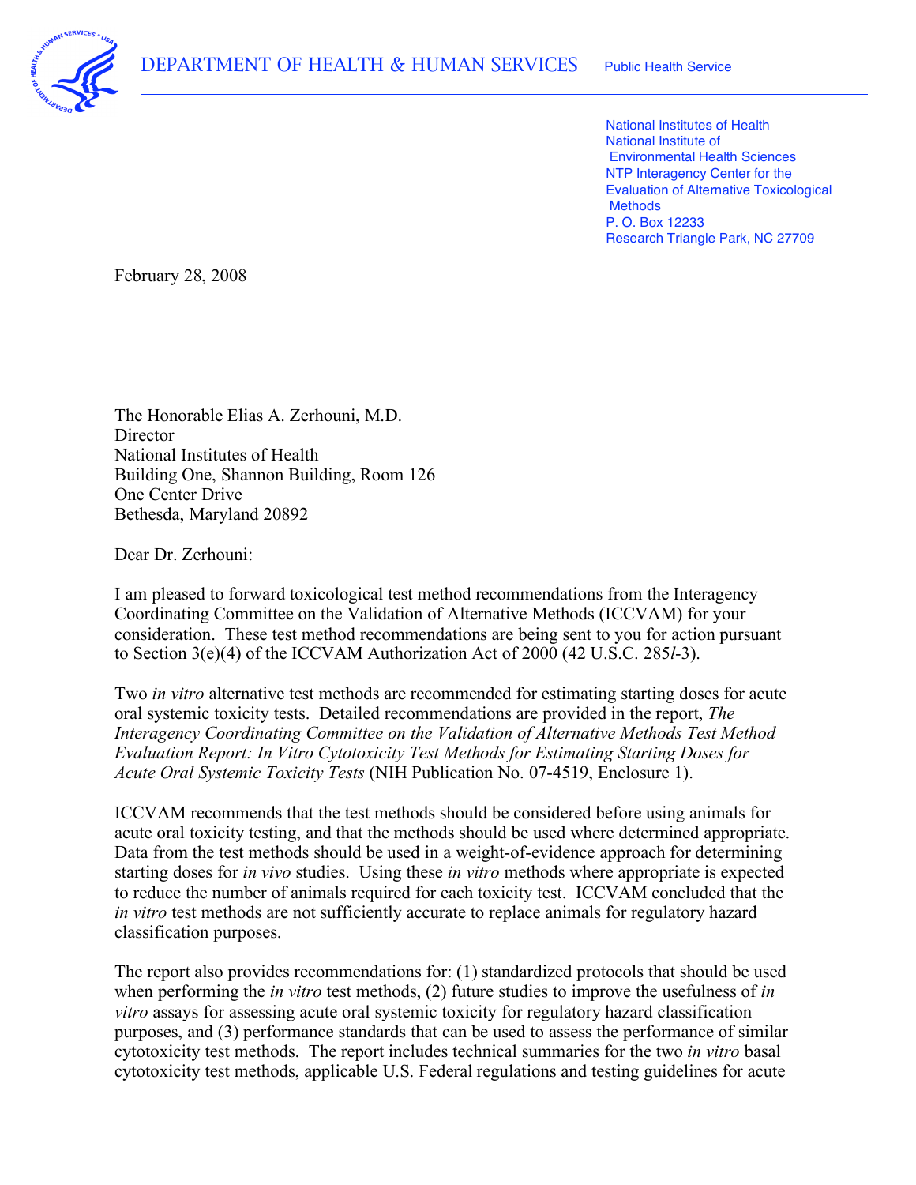DEPARTMENT OF HEALTH & HUMAN SERVICES Public Health Service

National Institutes of Health
National Institute of Environmental Health Sciences
NTP Interagency Center for the Evaluation of Alternative Toxicological Methods
P. O. Box 12233
Research Triangle Park, NC 27709

February 28, 2008

The Honorable Elias A. Zerhouni, M.D.
Director
National Institutes of Health
Building One, Shannon Building, Room 126
One Center Drive
Bethesda, Maryland 20892

Dear Dr. Zerhouni:

I am pleased to forward toxicological test method recommendations from the Interagency Coordinating Committee on the Validation of Alternative Methods (ICCVAM) for your consideration. These test method recommendations are being sent to you for action pursuant to Section 3(e)(4) of the ICCVAM Authorization Act of 2000 (42 U.S.C. 285*l*-3).

Two *in vitro* alternative test methods are recommended for estimating starting doses for acute oral systemic toxicity tests. Detailed recommendations are provided in the report, *The Interagency Coordinating Committee on the Validation of Alternative Methods Test Method Evaluation Report: In Vitro Cytotoxicity Test Methods for Estimating Starting Doses for Acute Oral Systemic Toxicity Tests* (NIH Publication No. 07-4519, Enclosure 1).

ICCVAM recommends that the test methods should be considered before using animals for acute oral toxicity testing, and that the methods should be used where determined appropriate. Data from the test methods should be used in a weight-of-evidence approach for determining starting doses for *in vivo* studies. Using these *in vitro* methods where appropriate is expected to reduce the number of animals required for each toxicity test. ICCVAM concluded that the *in vitro* test methods are not sufficiently accurate to replace animals for regulatory hazard classification purposes.

The report also provides recommendations for: (1) standardized protocols that should be used when performing the *in vitro* test methods, (2) future studies to improve the usefulness of *in vitro* assays for assessing acute oral systemic toxicity for regulatory hazard classification purposes, and (3) performance standards that can be used to assess the performance of similar cytotoxicity test methods. The report includes technical summaries for the two *in vitro* basal cytotoxicity test methods, applicable U.S. Federal regulations and testing guidelines for acute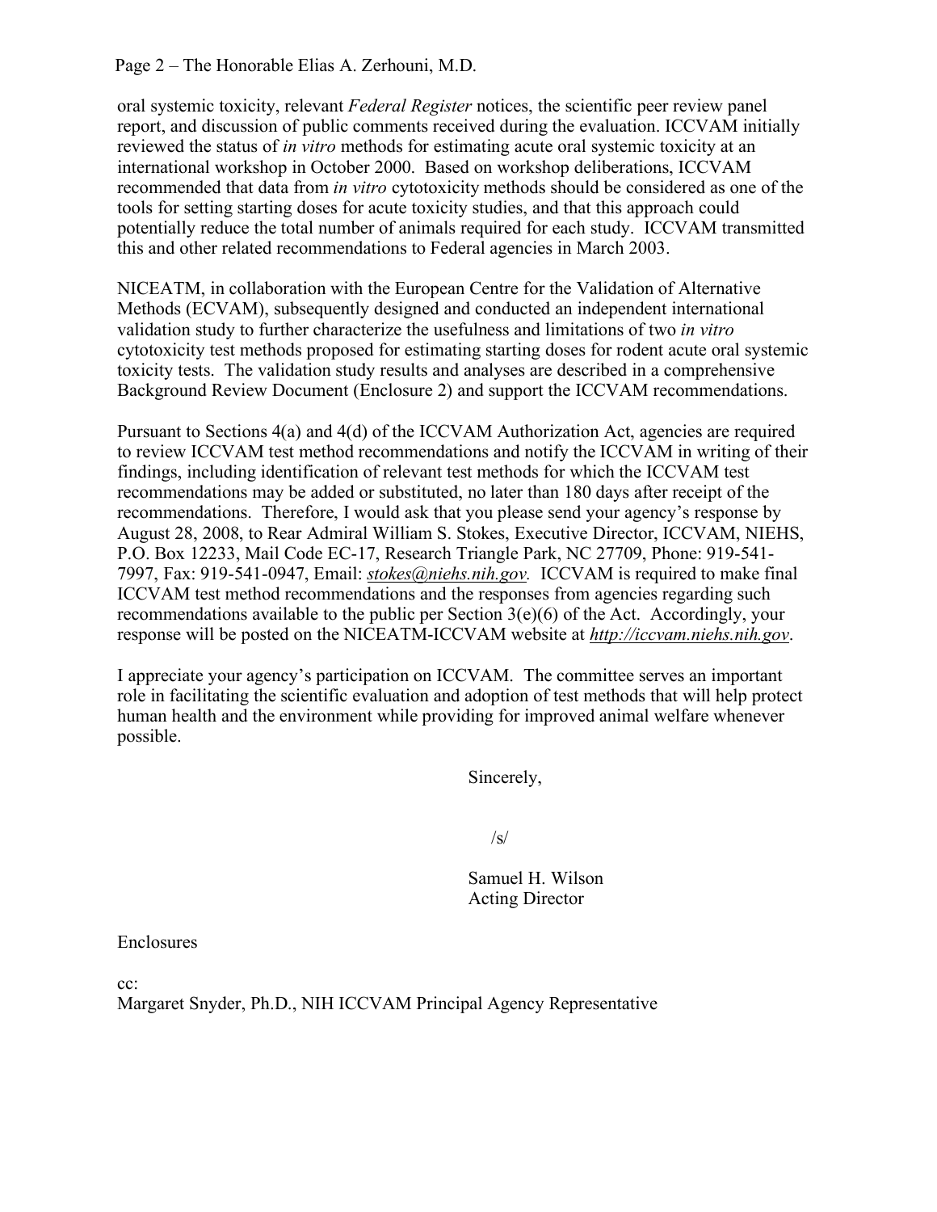oral systemic toxicity, relevant *Federal Register* notices, the scientific peer review panel report, and discussion of public comments received during the evaluation. ICCVAM initially reviewed the status of *in vitro* methods for estimating acute oral systemic toxicity at an international workshop in October 2000. Based on workshop deliberations, ICCVAM recommended that data from *in vitro* cytotoxicity methods should be considered as one of the tools for setting starting doses for acute toxicity studies, and that this approach could potentially reduce the total number of animals required for each study. ICCVAM transmitted this and other related recommendations to Federal agencies in March 2003.

NICEATM, in collaboration with the European Centre for the Validation of Alternative Methods (ECVAM), subsequently designed and conducted an independent international validation study to further characterize the usefulness and limitations of two *in vitro* cytotoxicity test methods proposed for estimating starting doses for rodent acute oral systemic toxicity tests. The validation study results and analyses are described in a comprehensive Background Review Document (Enclosure 2) and support the ICCVAM recommendations.

Pursuant to Sections 4(a) and 4(d) of the ICCVAM Authorization Act, agencies are required to review ICCVAM test method recommendations and notify the ICCVAM in writing of their findings, including identification of relevant test methods for which the ICCVAM test recommendations may be added or substituted, no later than 180 days after receipt of the recommendations. Therefore, I would ask that you please send your agency's response by August 28, 2008, to Rear Admiral William S. Stokes, Executive Director, ICCVAM, NIEHS, P.O. Box 12233, Mail Code EC-17, Research Triangle Park, NC 27709, Phone: 919-541-7997, Fax: 919-541-0947, Email: *stokes@niehs.nih.gov.* ICCVAM is required to make final ICCVAM test method recommendations and the responses from agencies regarding such recommendations available to the public per Section 3(e)(6) of the Act. Accordingly, your response will be posted on the NICEATM-ICCVAM website at *http://iccvam.niehs.nih.gov*.

I appreciate your agency's participation on ICCVAM. The committee serves an important role in facilitating the scientific evaluation and adoption of test methods that will help protect human health and the environment while providing for improved animal welfare whenever possible.

Sincerely,

/s/

Samuel H. Wilson
Acting Director

Enclosures

cc:
Margaret Snyder, Ph.D., NIH ICCVAM Principal Agency Representative